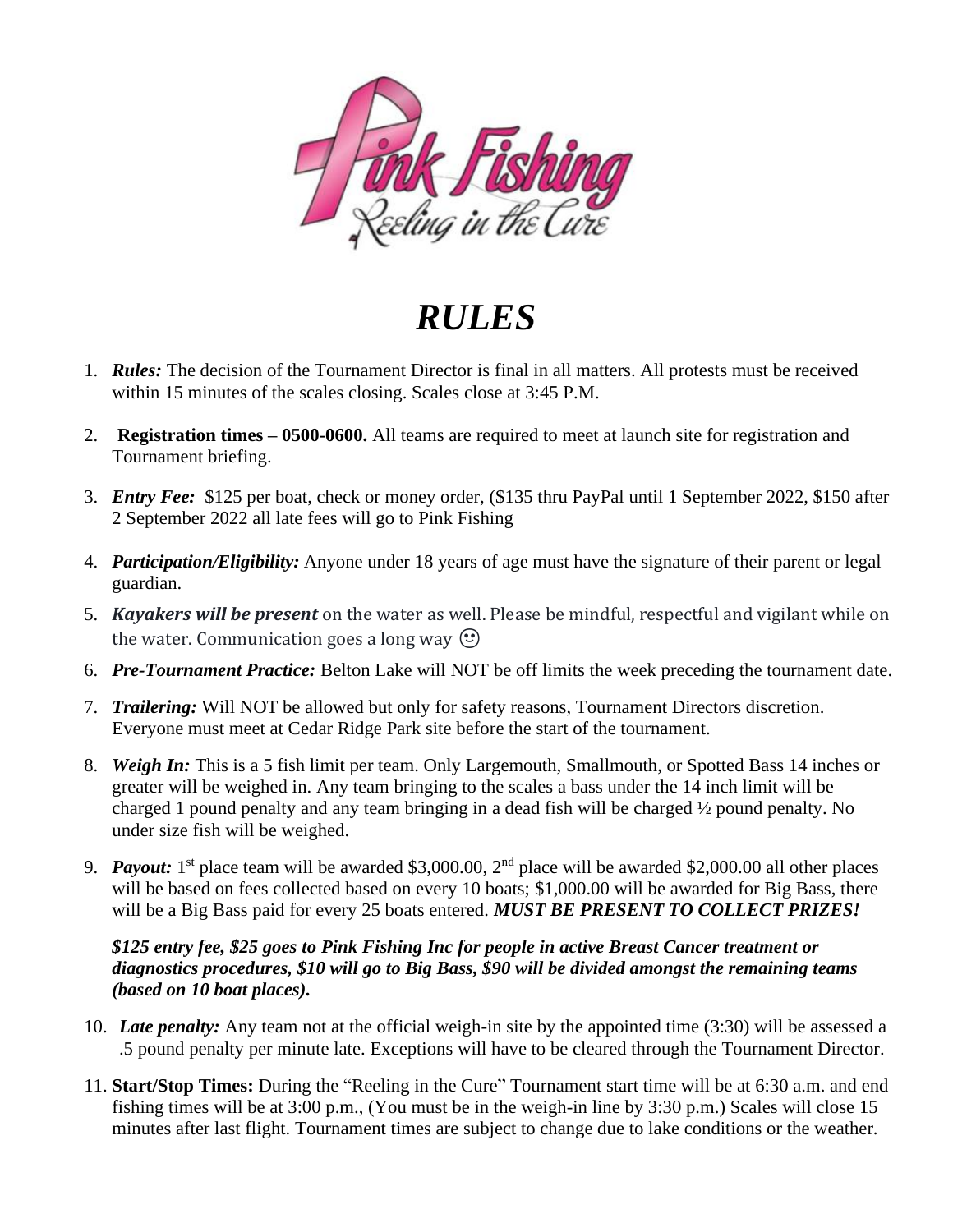Pink Fishing
Reeling in the Cure

# *RULES*

1. ***Rules:*** The decision of the Tournament Director is final in all matters. All protests must be received within 15 minutes of the scales closing. Scales close at 3:45 P.M.
2. **Registration times – 0500-0600.** All teams are required to meet at launch site for registration and Tournament briefing.
3. ***Entry Fee:*** $125 per boat, check or money order, ($135 thru PayPal until 1 September 2022, $150 after 2 September 2022 all late fees will go to Pink Fishing
4. ***Participation/Eligibility:*** Anyone under 18 years of age must have the signature of their parent or legal guardian.
5. ***Kayakers will be present*** on the water as well. Please be mindful, respectful and vigilant while on the water. Communication goes a long way 🙂
6. ***Pre-Tournament Practice:*** Belton Lake will NOT be off limits the week preceding the tournament date.
7. ***Trailering:*** Will NOT be allowed but only for safety reasons, Tournament Directors discretion. Everyone must meet at Cedar Ridge Park site before the start of the tournament.
8. ***Weigh In:*** This is a 5 fish limit per team. Only Largemouth, Smallmouth, or Spotted Bass 14 inches or greater will be weighed in. Any team bringing to the scales a bass under the 14 inch limit will be charged 1 pound penalty and any team bringing in a dead fish will be charged ½ pound penalty. No under size fish will be weighed.
9. ***Payout:*** 1st place team will be awarded $3,000.00, 2nd place will be awarded $2,000.00 all other places will be based on fees collected based on every 10 boats; $1,000.00 will be awarded for Big Bass, there will be a Big Bass paid for every 25 boats entered. ***MUST BE PRESENT TO COLLECT PRIZES!***

   ***$125 entry fee, $25 goes to Pink Fishing Inc for people in active Breast Cancer treatment or diagnostics procedures, $10 will go to Big Bass, $90 will be divided amongst the remaining teams (based on 10 boat places).***

10. ***Late penalty:*** Any team not at the official weigh-in site by the appointed time (3:30) will be assessed a .5 pound penalty per minute late. Exceptions will have to be cleared through the Tournament Director.
11. **Start/Stop Times:** During the "Reeling in the Cure" Tournament start time will be at 6:30 a.m. and end fishing times will be at 3:00 p.m., (You must be in the weigh-in line by 3:30 p.m.) Scales will close 15 minutes after last flight. Tournament times are subject to change due to lake conditions or the weather.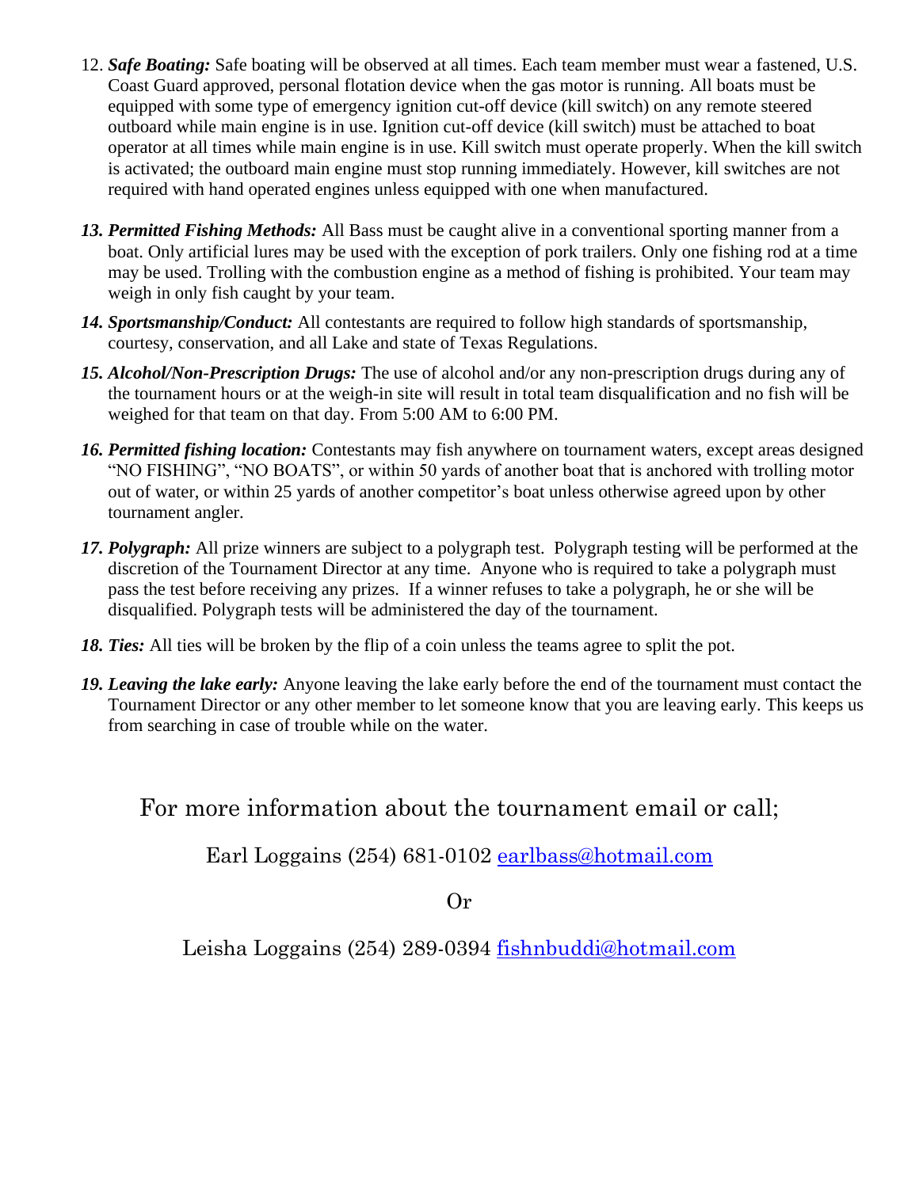12. ***Safe Boating:*** Safe boating will be observed at all times. Each team member must wear a fastened, U.S. Coast Guard approved, personal flotation device when the gas motor is running. All boats must be equipped with some type of emergency ignition cut-off device (kill switch) on any remote steered outboard while main engine is in use. Ignition cut-off device (kill switch) must be attached to boat operator at all times while main engine is in use. Kill switch must operate properly. When the kill switch is activated; the outboard main engine must stop running immediately. However, kill switches are not required with hand operated engines unless equipped with one when manufactured.

13. ***Permitted Fishing Methods:*** All Bass must be caught alive in a conventional sporting manner from a boat. Only artificial lures may be used with the exception of pork trailers. Only one fishing rod at a time may be used. Trolling with the combustion engine as a method of fishing is prohibited. Your team may weigh in only fish caught by your team.

14. ***Sportsmanship/Conduct:*** All contestants are required to follow high standards of sportsmanship, courtesy, conservation, and all Lake and state of Texas Regulations.

15. ***Alcohol/Non-Prescription Drugs:*** The use of alcohol and/or any non-prescription drugs during any of the tournament hours or at the weigh-in site will result in total team disqualification and no fish will be weighed for that team on that day. From 5:00 AM to 6:00 PM.

16. ***Permitted fishing location:*** Contestants may fish anywhere on tournament waters, except areas designed "NO FISHING", "NO BOATS", or within 50 yards of another boat that is anchored with trolling motor out of water, or within 25 yards of another competitor's boat unless otherwise agreed upon by other tournament angler.

17. ***Polygraph:*** All prize winners are subject to a polygraph test. Polygraph testing will be performed at the discretion of the Tournament Director at any time. Anyone who is required to take a polygraph must pass the test before receiving any prizes. If a winner refuses to take a polygraph, he or she will be disqualified. Polygraph tests will be administered the day of the tournament.

18. ***Ties:*** All ties will be broken by the flip of a coin unless the teams agree to split the pot.

19. ***Leaving the lake early:*** Anyone leaving the lake early before the end of the tournament must contact the Tournament Director or any other member to let someone know that you are leaving early. This keeps us from searching in case of trouble while on the water.

For more information about the tournament email or call;

Earl Loggains (254) 681-0102 earlbass@hotmail.com

Or

Leisha Loggains (254) 289-0394 fishnbuddi@hotmail.com